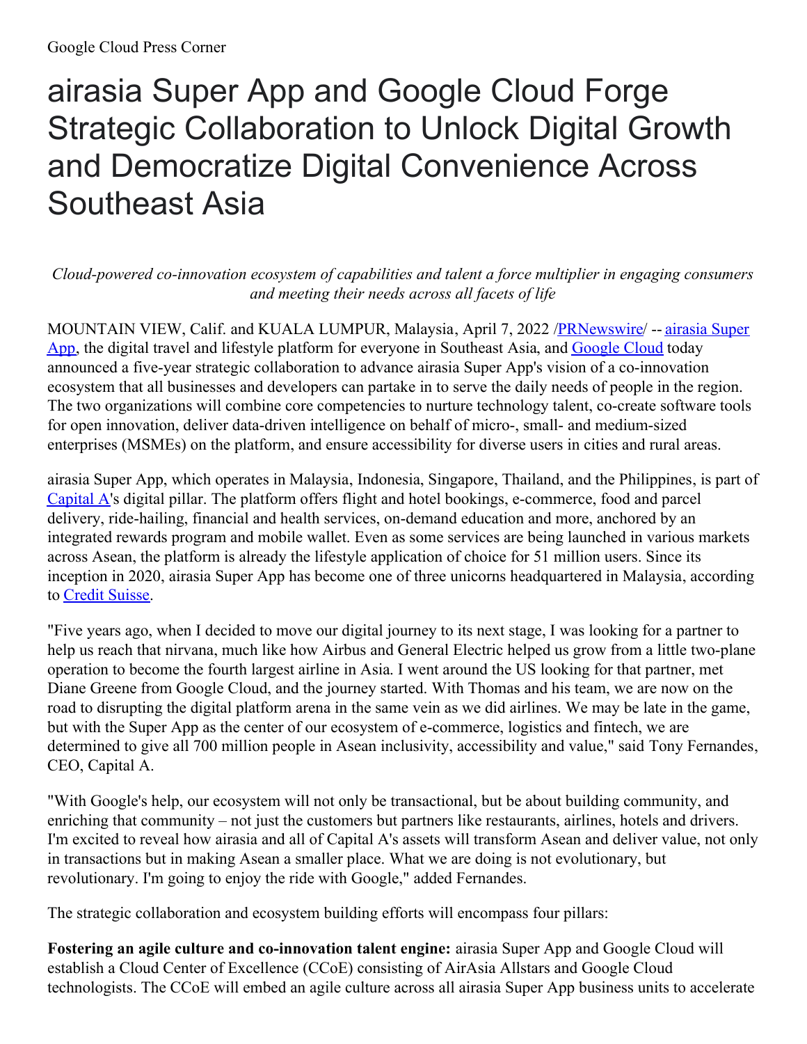Google Cloud Press Corner

# airasia Super App and Google Cloud Forge Strategic Collaboration to Unlock Digital Growth and Democratize Digital Convenience Across Southeast Asia

*Cloud-powered co-innovation ecosystem of capabilities and talent a force multiplier in engaging consumers and meeting their needs across all facets of life*

MOUNTAIN VIEW, Calif. and KUALA LUMPUR, Malaysia, April 7, 2022 /PRNewswire/ -- airasia Super App, the digital travel and lifestyle platform for everyone in Southeast Asia, and Google Cloud today announced a five-year strategic collaboration to advance airasia Super App's vision of a co-innovation ecosystem that all businesses and developers can partake in to serve the daily needs of people in the region. The two organizations will combine core competencies to nurture technology talent, co-create software tools for open innovation, deliver data-driven intelligence on behalf of micro-, small- and medium-sized enterprises (MSMEs) on the platform, and ensure accessibility for diverse users in cities and rural areas.

airasia Super App, which operates in Malaysia, Indonesia, Singapore, Thailand, and the Philippines, is part of Capital A's digital pillar. The platform offers flight and hotel bookings, e-commerce, food and parcel delivery, ride-hailing, financial and health services, on-demand education and more, anchored by an integrated rewards program and mobile wallet. Even as some services are being launched in various markets across Asean, the platform is already the lifestyle application of choice for 51 million users. Since its inception in 2020, airasia Super App has become one of three unicorns headquartered in Malaysia, according to Credit Suisse.

"Five years ago, when I decided to move our digital journey to its next stage, I was looking for a partner to help us reach that nirvana, much like how Airbus and General Electric helped us grow from a little two-plane operation to become the fourth largest airline in Asia. I went around the US looking for that partner, met Diane Greene from Google Cloud, and the journey started. With Thomas and his team, we are now on the road to disrupting the digital platform arena in the same vein as we did airlines. We may be late in the game, but with the Super App as the center of our ecosystem of e-commerce, logistics and fintech, we are determined to give all 700 million people in Asean inclusivity, accessibility and value," said Tony Fernandes, CEO, Capital A.

"With Google's help, our ecosystem will not only be transactional, but be about building community, and enriching that community – not just the customers but partners like restaurants, airlines, hotels and drivers. I'm excited to reveal how airasia and all of Capital A's assets will transform Asean and deliver value, not only in transactions but in making Asean a smaller place. What we are doing is not evolutionary, but revolutionary. I'm going to enjoy the ride with Google," added Fernandes.

The strategic collaboration and ecosystem building efforts will encompass four pillars:

**Fostering an agile culture and co-innovation talent engine:** airasia Super App and Google Cloud will establish a Cloud Center of Excellence (CCoE) consisting of AirAsia Allstars and Google Cloud technologists. The CCoE will embed an agile culture across all airasia Super App business units to accelerate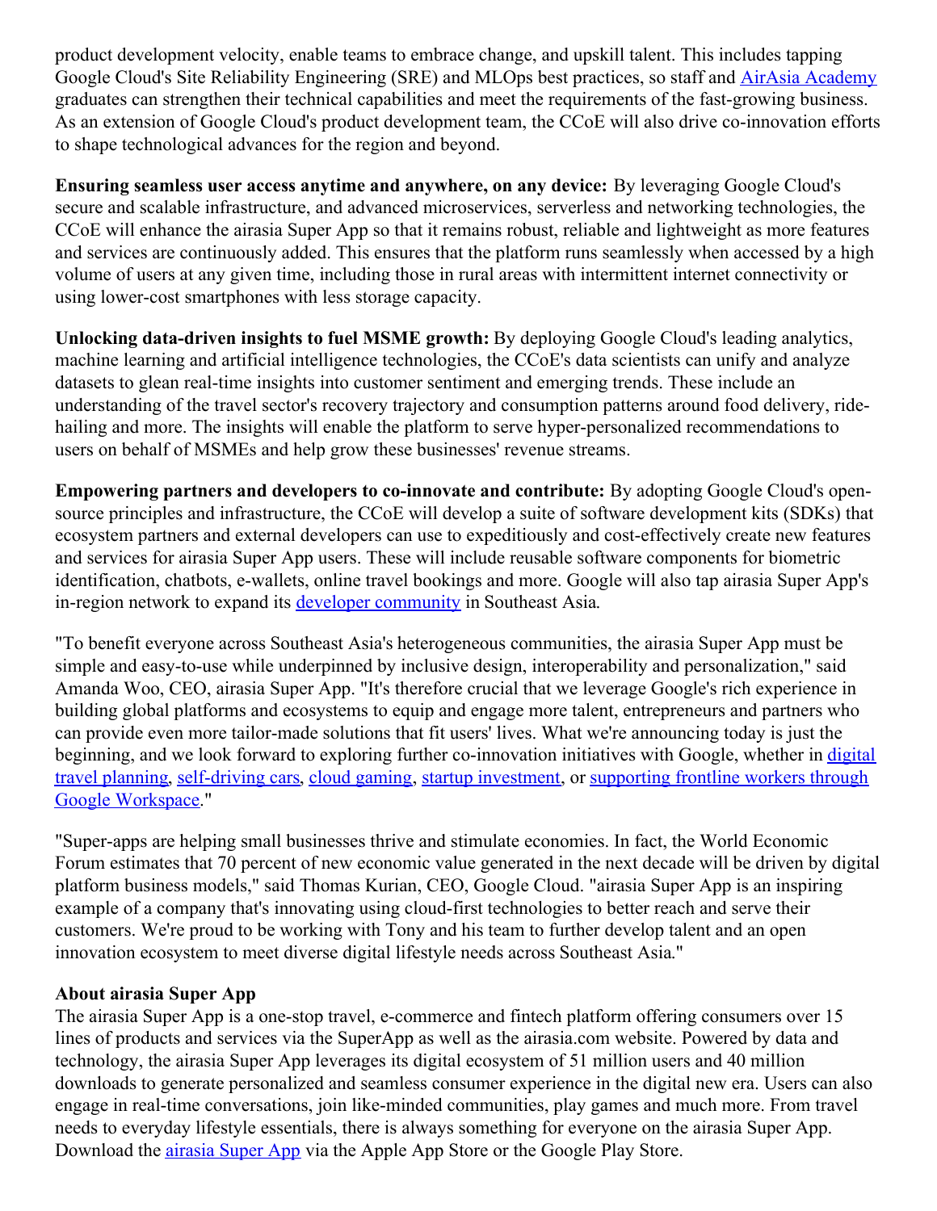product development velocity, enable teams to embrace change, and upskill talent. This includes tapping Google Cloud's Site Reliability Engineering (SRE) and MLOps best practices, so staff and AirAsia Academy graduates can strengthen their technical capabilities and meet the requirements of the fast-growing business. As an extension of Google Cloud's product development team, the CCoE will also drive co-innovation efforts to shape technological advances for the region and beyond.

**Ensuring seamless user access anytime and anywhere, on any device:** By leveraging Google Cloud's secure and scalable infrastructure, and advanced microservices, serverless and networking technologies, the CCoE will enhance the airasia Super App so that it remains robust, reliable and lightweight as more features and services are continuously added. This ensures that the platform runs seamlessly when accessed by a high volume of users at any given time, including those in rural areas with intermittent internet connectivity or using lower-cost smartphones with less storage capacity.

**Unlocking data-driven insights to fuel MSME growth:** By deploying Google Cloud's leading analytics, machine learning and artificial intelligence technologies, the CCoE's data scientists can unify and analyze datasets to glean real-time insights into customer sentiment and emerging trends. These include an understanding of the travel sector's recovery trajectory and consumption patterns around food delivery, ride-hailing and more. The insights will enable the platform to serve hyper-personalized recommendations to users on behalf of MSMEs and help grow these businesses' revenue streams.

**Empowering partners and developers to co-innovate and contribute:** By adopting Google Cloud's open-source principles and infrastructure, the CCoE will develop a suite of software development kits (SDKs) that ecosystem partners and external developers can use to expeditiously and cost-effectively create new features and services for airasia Super App users. These will include reusable software components for biometric identification, chatbots, e-wallets, online travel bookings and more. Google will also tap airasia Super App's in-region network to expand its developer community in Southeast Asia.

"To benefit everyone across Southeast Asia's heterogeneous communities, the airasia Super App must be simple and easy-to-use while underpinned by inclusive design, interoperability and personalization," said Amanda Woo, CEO, airasia Super App. "It's therefore crucial that we leverage Google's rich experience in building global platforms and ecosystems to equip and engage more talent, entrepreneurs and partners who can provide even more tailor-made solutions that fit users' lives. What we're announcing today is just the beginning, and we look forward to exploring further co-innovation initiatives with Google, whether in digital travel planning, self-driving cars, cloud gaming, startup investment, or supporting frontline workers through Google Workspace."

"Super-apps are helping small businesses thrive and stimulate economies. In fact, the World Economic Forum estimates that 70 percent of new economic value generated in the next decade will be driven by digital platform business models," said Thomas Kurian, CEO, Google Cloud. "airasia Super App is an inspiring example of a company that's innovating using cloud-first technologies to better reach and serve their customers. We're proud to be working with Tony and his team to further develop talent and an open innovation ecosystem to meet diverse digital lifestyle needs across Southeast Asia."

**About airasia Super App**

The airasia Super App is a one-stop travel, e-commerce and fintech platform offering consumers over 15 lines of products and services via the SuperApp as well as the airasia.com website. Powered by data and technology, the airasia Super App leverages its digital ecosystem of 51 million users and 40 million downloads to generate personalized and seamless consumer experience in the digital new era. Users can also engage in real-time conversations, join like-minded communities, play games and much more. From travel needs to everyday lifestyle essentials, there is always something for everyone on the airasia Super App. Download the airasia Super App via the Apple App Store or the Google Play Store.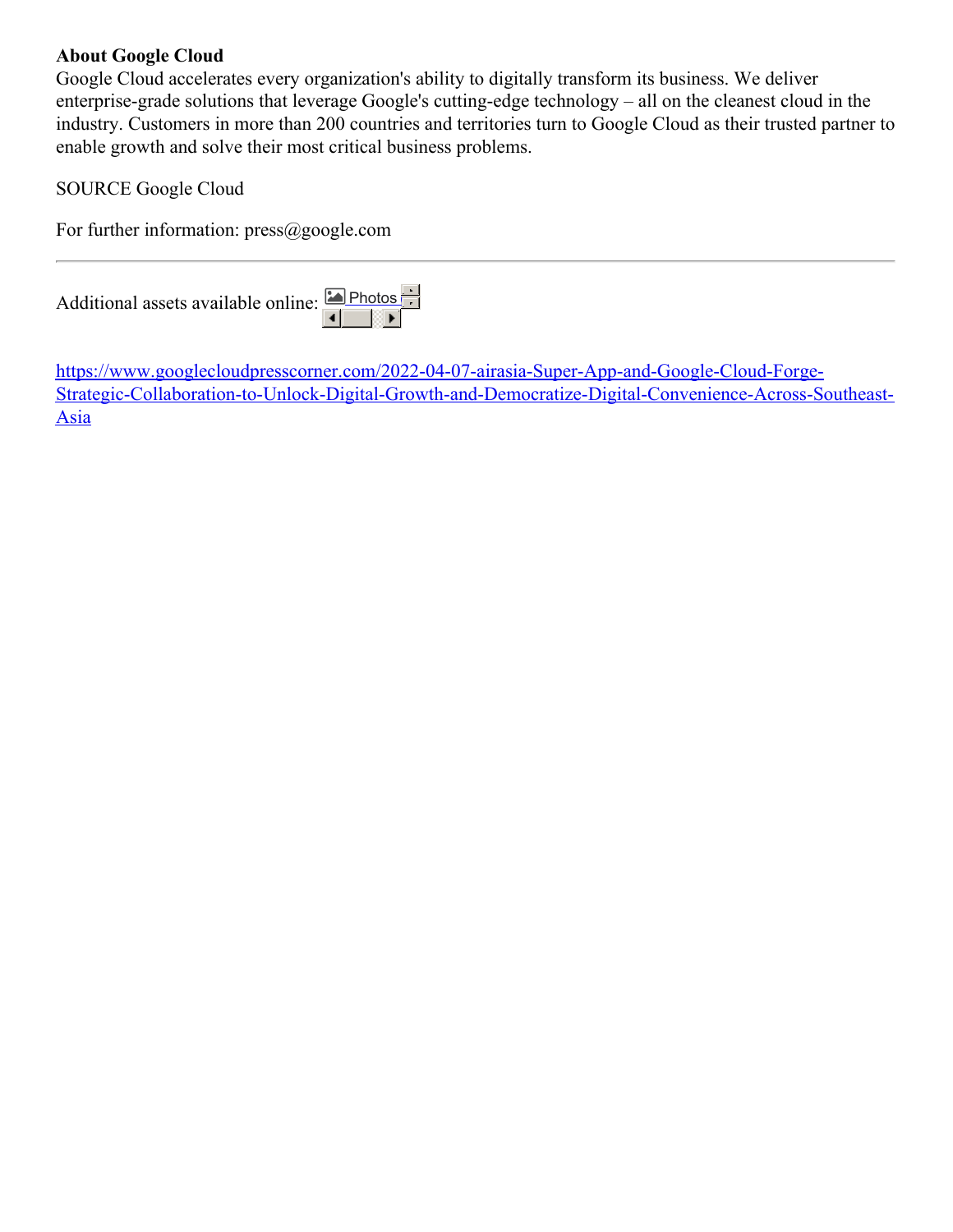**About Google Cloud**
Google Cloud accelerates every organization's ability to digitally transform its business. We deliver enterprise-grade solutions that leverage Google's cutting-edge technology – all on the cleanest cloud in the industry. Customers in more than 200 countries and territories turn to Google Cloud as their trusted partner to enable growth and solve their most critical business problems.

SOURCE Google Cloud

For further information: press@google.com

---

Additional assets available online: Photos

https://www.googlecloudpresscorner.com/2022-04-07-airasia-Super-App-and-Google-Cloud-Forge-Strategic-Collaboration-to-Unlock-Digital-Growth-and-Democratize-Digital-Convenience-Across-Southeast-Asia